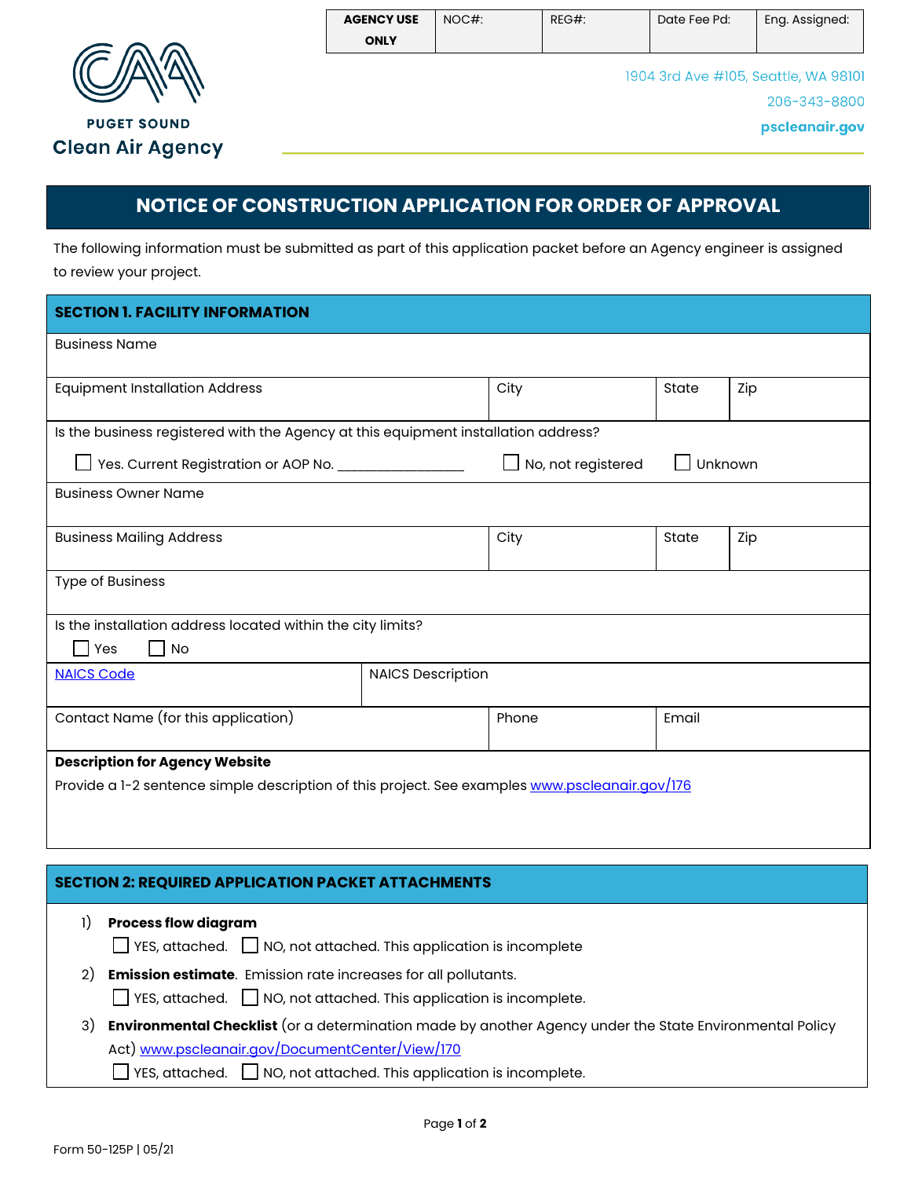| AGENCY USE ONLY | NOC#: | REG#: | Date Fee Pd: | Eng. Assigned: |
|---|---|---|---|---|

PUGET SOUND
Clean Air Agency

1904 3rd Ave #105, Seattle, WA 98101
206-343-8800
pscleanair.gov

# NOTICE OF CONSTRUCTION APPLICATION FOR ORDER OF APPROVAL

The following information must be submitted as part of this application packet before an Agency engineer is assigned to review your project.

## SECTION 1. FACILITY INFORMATION

| Business Name | | | |
|---|---|---|---|
| Equipment Installation Address | City | State | Zip |

Is the business registered with the Agency at this equipment installation address?

☐ Yes. Current Registration or AOP No. _______________ ☐ No, not registered ☐ Unknown

| Business Owner Name | | | |
|---|---|---|---|
| Business Mailing Address | City | State | Zip |
| Type of Business | | | |

Is the installation address located within the city limits?

☐ Yes ☐ No

| NAICS Code | NAICS Description |
|---|---|

| Contact Name (for this application) | Phone | Email |
|---|---|---|

**Description for Agency Website**

Provide a 1-2 sentence simple description of this project. See examples www.pscleanair.gov/176

## SECTION 2: REQUIRED APPLICATION PACKET ATTACHMENTS

1) **Process flow diagram**
   ☐ YES, attached. ☐ NO, not attached. This application is incomplete

2) **Emission estimate**. Emission rate increases for all pollutants.
   ☐ YES, attached. ☐ NO, not attached. This application is incomplete.

3) **Environmental Checklist** (or a determination made by another Agency under the State Environmental Policy Act) www.pscleanair.gov/DocumentCenter/View/170
   ☐ YES, attached. ☐ NO, not attached. This application is incomplete.

Form 50-125P | 05/21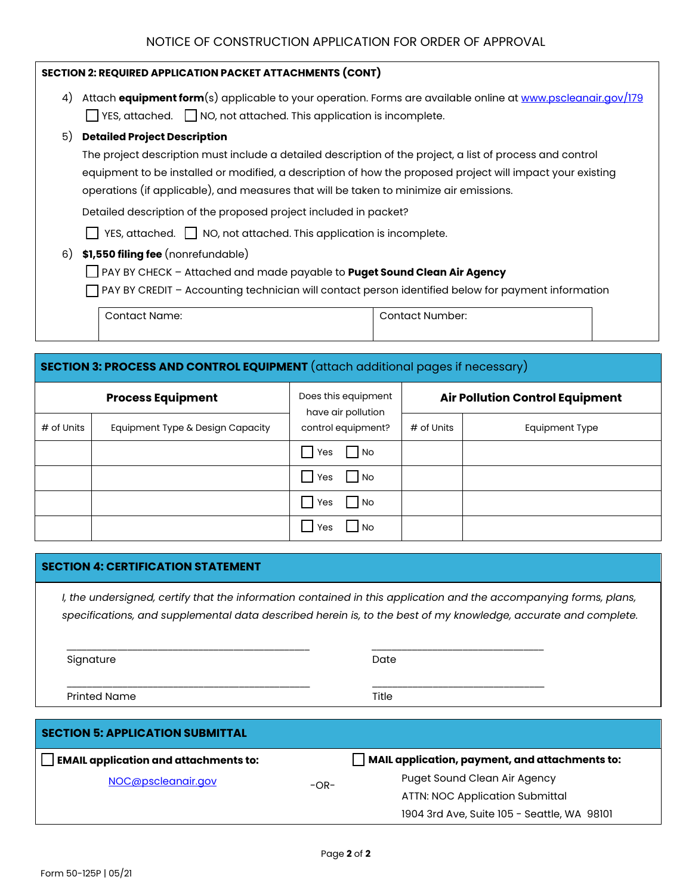NOTICE OF CONSTRUCTION APPLICATION FOR ORDER OF APPROVAL

## SECTION 2: REQUIRED APPLICATION PACKET ATTACHMENTS (CONT)

4) Attach **equipment form**(s) applicable to your operation. Forms are available online at www.pscleanair.gov/179

☐ YES, attached. ☐ NO, not attached. This application is incomplete.

5) **Detailed Project Description**

The project description must include a detailed description of the project, a list of process and control equipment to be installed or modified, a description of how the proposed project will impact your existing operations (if applicable), and measures that will be taken to minimize air emissions.

Detailed description of the proposed project included in packet?

☐ YES, attached. ☐ NO, not attached. This application is incomplete.

6) **$1,550 filing fee** (nonrefundable)

☐ PAY BY CHECK – Attached and made payable to **Puget Sound Clean Air Agency**

☐ PAY BY CREDIT – Accounting technician will contact person identified below for payment information

| Contact Name: | Contact Number: |
|---|---|
| | |

## SECTION 3: PROCESS AND CONTROL EQUIPMENT (attach additional pages if necessary)

| **Process Equipment** | | Does this equipment have air pollution control equipment? | **Air Pollution Control Equipment** | |
|---|---|---|---|---|
| # of Units | Equipment Type & Design Capacity | | # of Units | Equipment Type |
| | | ☐ Yes ☐ No | | |
| | | ☐ Yes ☐ No | | |
| | | ☐ Yes ☐ No | | |
| | | ☐ Yes ☐ No | | |

## SECTION 4: CERTIFICATION STATEMENT

*I, the undersigned, certify that the information contained in this application and the accompanying forms, plans, specifications, and supplemental data described herein is, to the best of my knowledge, accurate and complete.*

\_\_\_\_\_\_\_\_\_\_\_\_\_\_\_\_\_\_\_\_\_\_\_\_\_\_\_\_\_\_\_\_\_\_\_\_ Signature

\_\_\_\_\_\_\_\_\_\_\_\_\_\_\_\_\_\_\_\_\_\_\_\_\_\_\_\_ Date

\_\_\_\_\_\_\_\_\_\_\_\_\_\_\_\_\_\_\_\_\_\_\_\_\_\_\_\_\_\_\_\_\_\_\_\_ Printed Name

\_\_\_\_\_\_\_\_\_\_\_\_\_\_\_\_\_\_\_\_\_\_\_\_\_\_\_\_ Title

## SECTION 5: APPLICATION SUBMITTAL

☐ **EMAIL application and attachments to:**

NOC@pscleanair.gov

-OR-

☐ **MAIL application, payment, and attachments to:**

Puget Sound Clean Air Agency
ATTN: NOC Application Submittal
1904 3rd Ave, Suite 105 - Seattle, WA 98101

Form 50-125P | 05/21